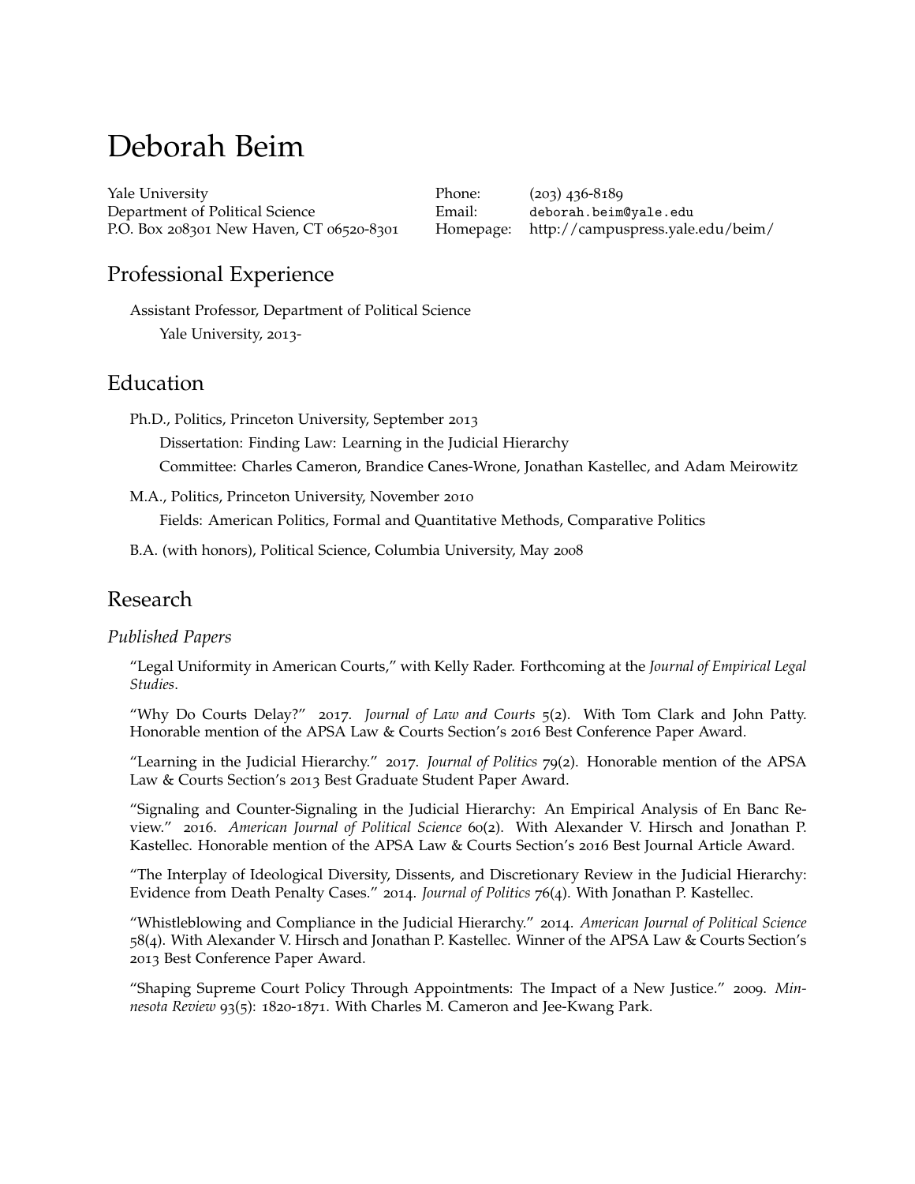# Deborah Beim

Yale University
Department of Political Science
P.O. Box 208301 New Haven, CT 06520-8301

Phone: (203) 436-8189
Email: deborah.beim@yale.edu
Homepage: http://campuspress.yale.edu/beim/

## Professional Experience

Assistant Professor, Department of Political Science
Yale University, 2013-

## Education

Ph.D., Politics, Princeton University, September 2013
Dissertation: Finding Law: Learning in the Judicial Hierarchy
Committee: Charles Cameron, Brandice Canes-Wrone, Jonathan Kastellec, and Adam Meirowitz

M.A., Politics, Princeton University, November 2010
Fields: American Politics, Formal and Quantitative Methods, Comparative Politics

B.A. (with honors), Political Science, Columbia University, May 2008

## Research

### *Published Papers*

"Legal Uniformity in American Courts," with Kelly Rader. Forthcoming at the *Journal of Empirical Legal Studies*.

"Why Do Courts Delay?" 2017. *Journal of Law and Courts* 5(2). With Tom Clark and John Patty. Honorable mention of the APSA Law & Courts Section's 2016 Best Conference Paper Award.

"Learning in the Judicial Hierarchy." 2017. *Journal of Politics* 79(2). Honorable mention of the APSA Law & Courts Section's 2013 Best Graduate Student Paper Award.

"Signaling and Counter-Signaling in the Judicial Hierarchy: An Empirical Analysis of En Banc Review." 2016. *American Journal of Political Science* 60(2). With Alexander V. Hirsch and Jonathan P. Kastellec. Honorable mention of the APSA Law & Courts Section's 2016 Best Journal Article Award.

"The Interplay of Ideological Diversity, Dissents, and Discretionary Review in the Judicial Hierarchy: Evidence from Death Penalty Cases." 2014. *Journal of Politics* 76(4). With Jonathan P. Kastellec.

"Whistleblowing and Compliance in the Judicial Hierarchy." 2014. *American Journal of Political Science* 58(4). With Alexander V. Hirsch and Jonathan P. Kastellec. Winner of the APSA Law & Courts Section's 2013 Best Conference Paper Award.

"Shaping Supreme Court Policy Through Appointments: The Impact of a New Justice." 2009. *Minnesota Review* 93(5): 1820-1871. With Charles M. Cameron and Jee-Kwang Park.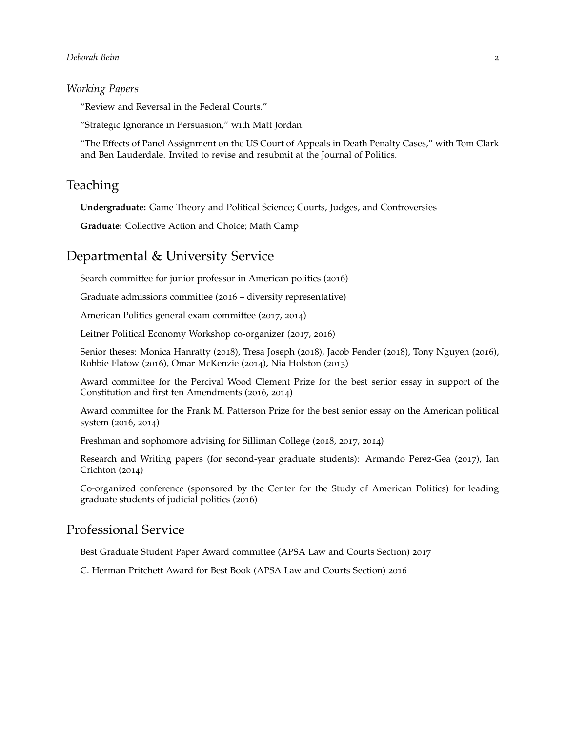### *Working Papers*

"Review and Reversal in the Federal Courts."

"Strategic Ignorance in Persuasion," with Matt Jordan.

"The Effects of Panel Assignment on the US Court of Appeals in Death Penalty Cases," with Tom Clark and Ben Lauderdale. Invited to revise and resubmit at the Journal of Politics.

## Teaching

**Undergraduate:** Game Theory and Political Science; Courts, Judges, and Controversies

**Graduate:** Collective Action and Choice; Math Camp

## Departmental & University Service

Search committee for junior professor in American politics (2016)

Graduate admissions committee (2016 – diversity representative)

American Politics general exam committee (2017, 2014)

Leitner Political Economy Workshop co-organizer (2017, 2016)

Senior theses: Monica Hanratty (2018), Tresa Joseph (2018), Jacob Fender (2018), Tony Nguyen (2016), Robbie Flatow (2016), Omar McKenzie (2014), Nia Holston (2013)

Award committee for the Percival Wood Clement Prize for the best senior essay in support of the Constitution and first ten Amendments (2016, 2014)

Award committee for the Frank M. Patterson Prize for the best senior essay on the American political system (2016, 2014)

Freshman and sophomore advising for Silliman College (2018, 2017, 2014)

Research and Writing papers (for second-year graduate students): Armando Perez-Gea (2017), Ian Crichton (2014)

Co-organized conference (sponsored by the Center for the Study of American Politics) for leading graduate students of judicial politics (2016)

## Professional Service

Best Graduate Student Paper Award committee (APSA Law and Courts Section) 2017

C. Herman Pritchett Award for Best Book (APSA Law and Courts Section) 2016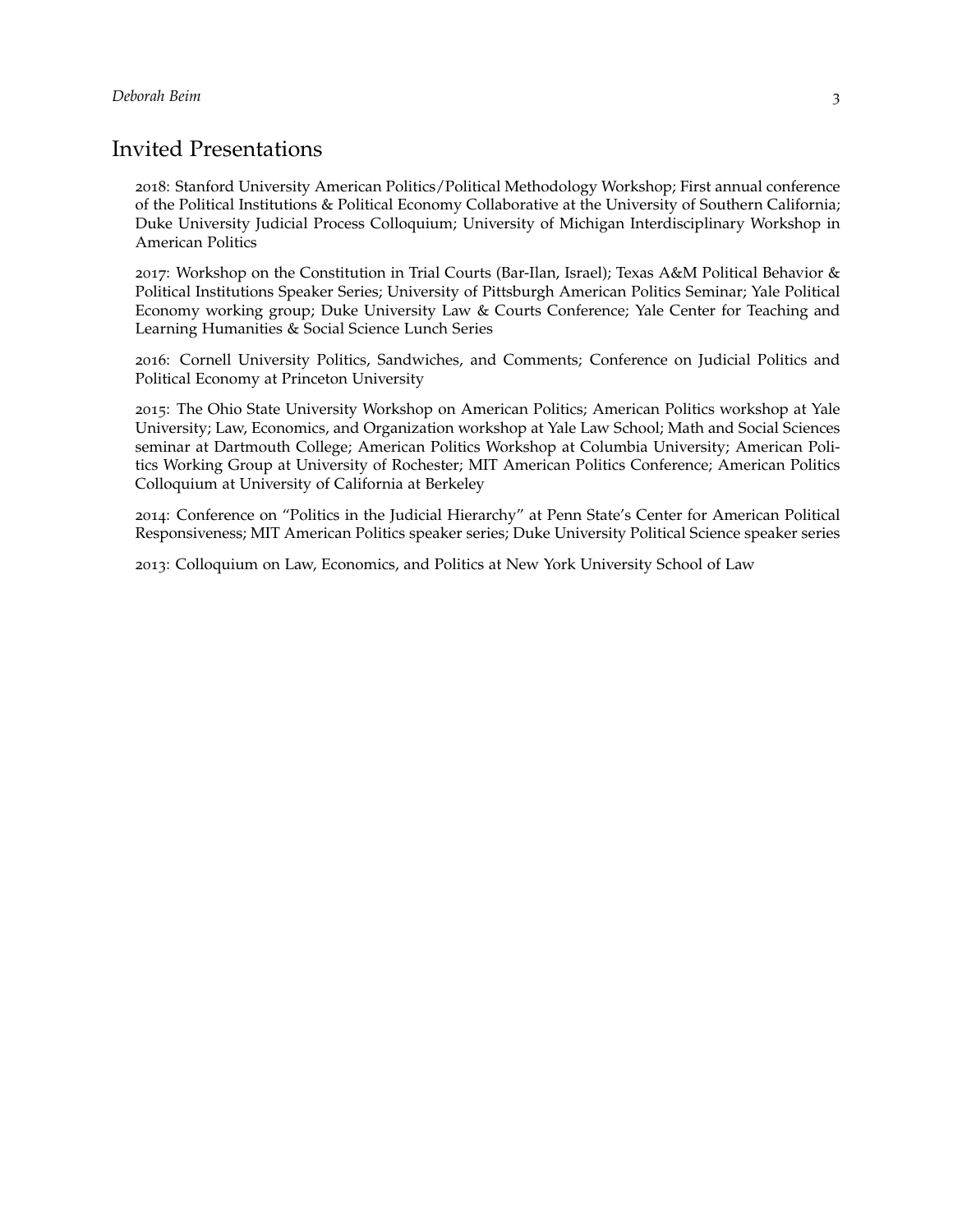## Invited Presentations

2018: Stanford University American Politics/Political Methodology Workshop; First annual conference of the Political Institutions & Political Economy Collaborative at the University of Southern California; Duke University Judicial Process Colloquium; University of Michigan Interdisciplinary Workshop in American Politics

2017: Workshop on the Constitution in Trial Courts (Bar-Ilan, Israel); Texas A&M Political Behavior & Political Institutions Speaker Series; University of Pittsburgh American Politics Seminar; Yale Political Economy working group; Duke University Law & Courts Conference; Yale Center for Teaching and Learning Humanities & Social Science Lunch Series

2016: Cornell University Politics, Sandwiches, and Comments; Conference on Judicial Politics and Political Economy at Princeton University

2015: The Ohio State University Workshop on American Politics; American Politics workshop at Yale University; Law, Economics, and Organization workshop at Yale Law School; Math and Social Sciences seminar at Dartmouth College; American Politics Workshop at Columbia University; American Politics Working Group at University of Rochester; MIT American Politics Conference; American Politics Colloquium at University of California at Berkeley

2014: Conference on "Politics in the Judicial Hierarchy" at Penn State's Center for American Political Responsiveness; MIT American Politics speaker series; Duke University Political Science speaker series

2013: Colloquium on Law, Economics, and Politics at New York University School of Law